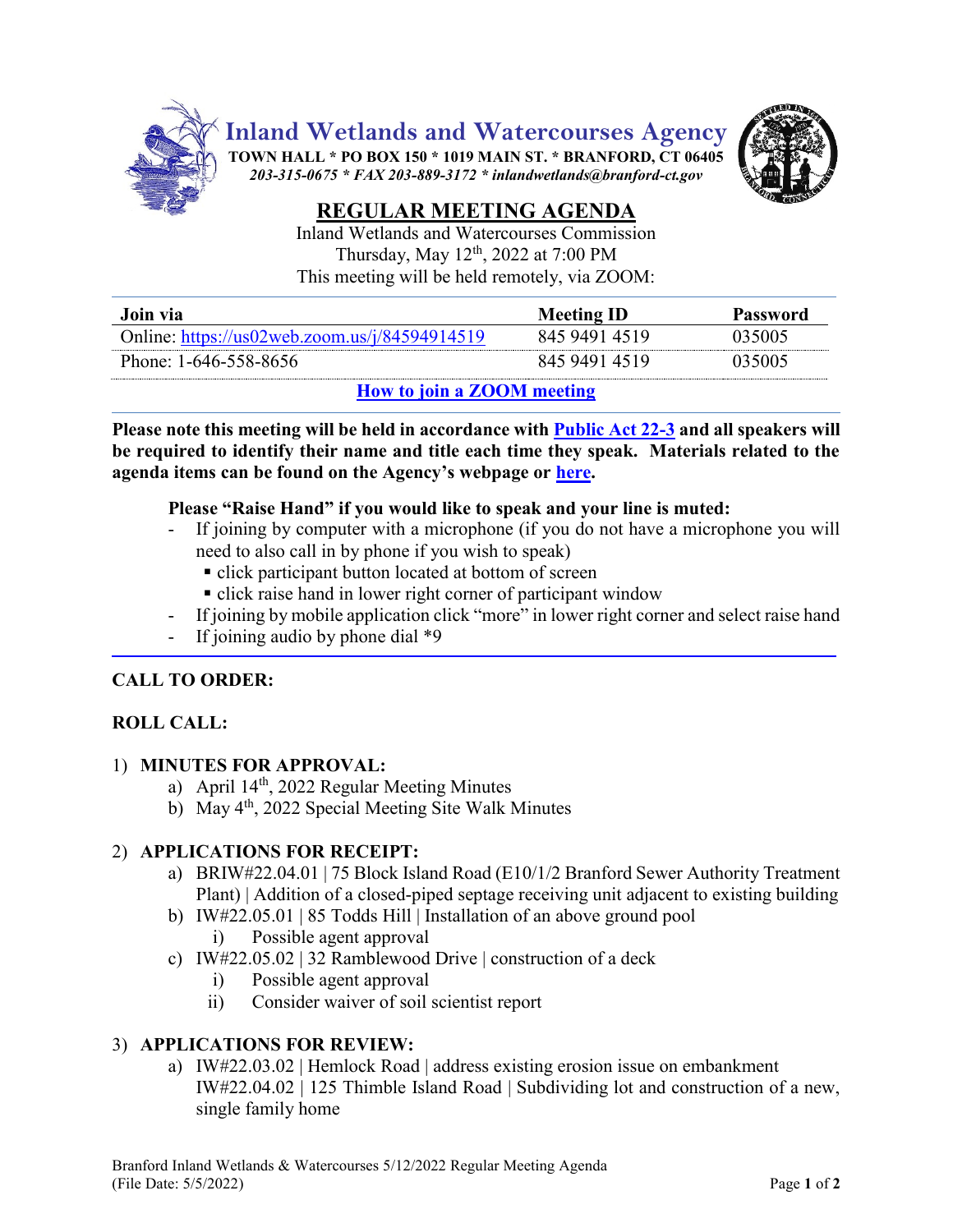# Inland Wetlands and Watercourses Agency

**TOWN HALL * PO BOX 150 * 1019 MAIN ST. * BRANFORD, CT 06405**
*203-315-0675 * FAX 203-889-3172 * inlandwetlands@branford-ct.gov*

## REGULAR MEETING AGENDA

Inland Wetlands and Watercourses Commission
Thursday, May 12th, 2022 at 7:00 PM
This meeting will be held remotely, via ZOOM:

| Join via | Meeting ID | Password |
|---|---|---|
| Online: https://us02web.zoom.us/j/84594914519 | 845 9491 4519 | 035005 |
| Phone: 1-646-558-8656 | 845 9491 4519 | 035005 |

**How to join a ZOOM meeting**

**Please note this meeting will be held in accordance with Public Act 22-3 and all speakers will be required to identify their name and title each time they speak. Materials related to the agenda items can be found on the Agency's webpage or here.**

**Please "Raise Hand" if you would like to speak and your line is muted:**

- If joining by computer with a microphone (if you do not have a microphone you will need to also call in by phone if you wish to speak)
  - click participant button located at bottom of screen
  - click raise hand in lower right corner of participant window
- If joining by mobile application click "more" in lower right corner and select raise hand
- If joining audio by phone dial *9

**CALL TO ORDER:**

**ROLL CALL:**

1) **MINUTES FOR APPROVAL:**
   a) April 14th, 2022 Regular Meeting Minutes
   b) May 4th, 2022 Special Meeting Site Walk Minutes

2) **APPLICATIONS FOR RECEIPT:**
   a) BRIW#22.04.01 | 75 Block Island Road (E10/1/2 Branford Sewer Authority Treatment Plant) | Addition of a closed-piped septage receiving unit adjacent to existing building
   b) IW#22.05.01 | 85 Todds Hill | Installation of an above ground pool
      i) Possible agent approval
   c) IW#22.05.02 | 32 Ramblewood Drive | construction of a deck
      i) Possible agent approval
      ii) Consider waiver of soil scientist report

3) **APPLICATIONS FOR REVIEW:**
   a) IW#22.03.02 | Hemlock Road | address existing erosion issue on embankment
      IW#22.04.02 | 125 Thimble Island Road | Subdividing lot and construction of a new, single family home

Branford Inland Wetlands & Watercourses 5/12/2022 Regular Meeting Agenda
(File Date: 5/5/2022)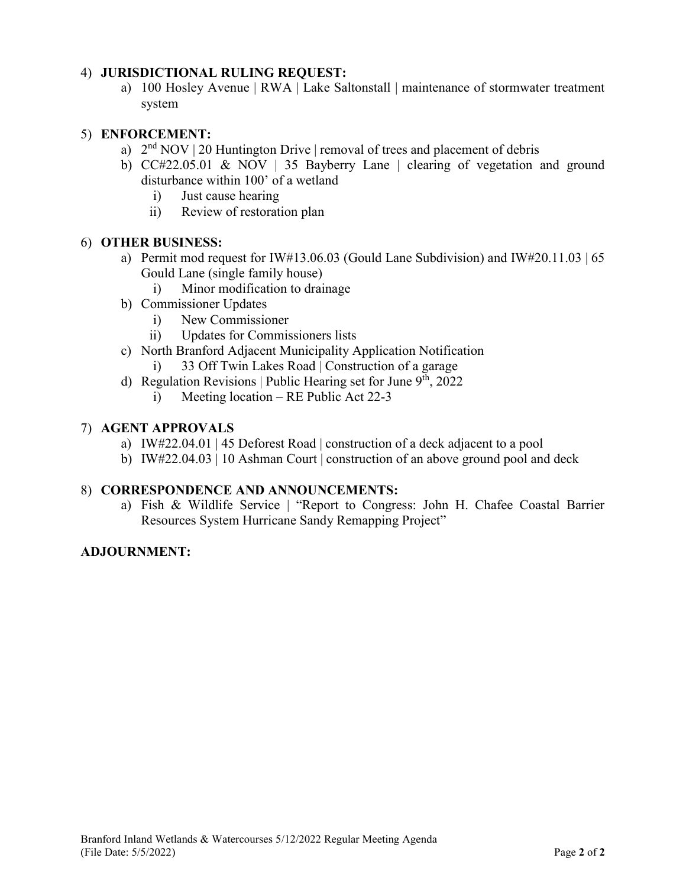4) **JURISDICTIONAL RULING REQUEST:**
   a) 100 Hosley Avenue | RWA | Lake Saltonstall | maintenance of stormwater treatment system

5) **ENFORCEMENT:**
   a) 2nd NOV | 20 Huntington Drive | removal of trees and placement of debris
   b) CC#22.05.01 & NOV | 35 Bayberry Lane | clearing of vegetation and ground disturbance within 100' of a wetland
      i) Just cause hearing
      ii) Review of restoration plan

6) **OTHER BUSINESS:**
   a) Permit mod request for IW#13.06.03 (Gould Lane Subdivision) and IW#20.11.03 | 65 Gould Lane (single family house)
      i) Minor modification to drainage
   b) Commissioner Updates
      i) New Commissioner
      ii) Updates for Commissioners lists
   c) North Branford Adjacent Municipality Application Notification
      i) 33 Off Twin Lakes Road | Construction of a garage
   d) Regulation Revisions | Public Hearing set for June 9th, 2022
      i) Meeting location – RE Public Act 22-3

7) **AGENT APPROVALS**
   a) IW#22.04.01 | 45 Deforest Road | construction of a deck adjacent to a pool
   b) IW#22.04.03 | 10 Ashman Court | construction of an above ground pool and deck

8) **CORRESPONDENCE AND ANNOUNCEMENTS:**
   a) Fish & Wildlife Service | "Report to Congress: John H. Chafee Coastal Barrier Resources System Hurricane Sandy Remapping Project"

**ADJOURNMENT:**